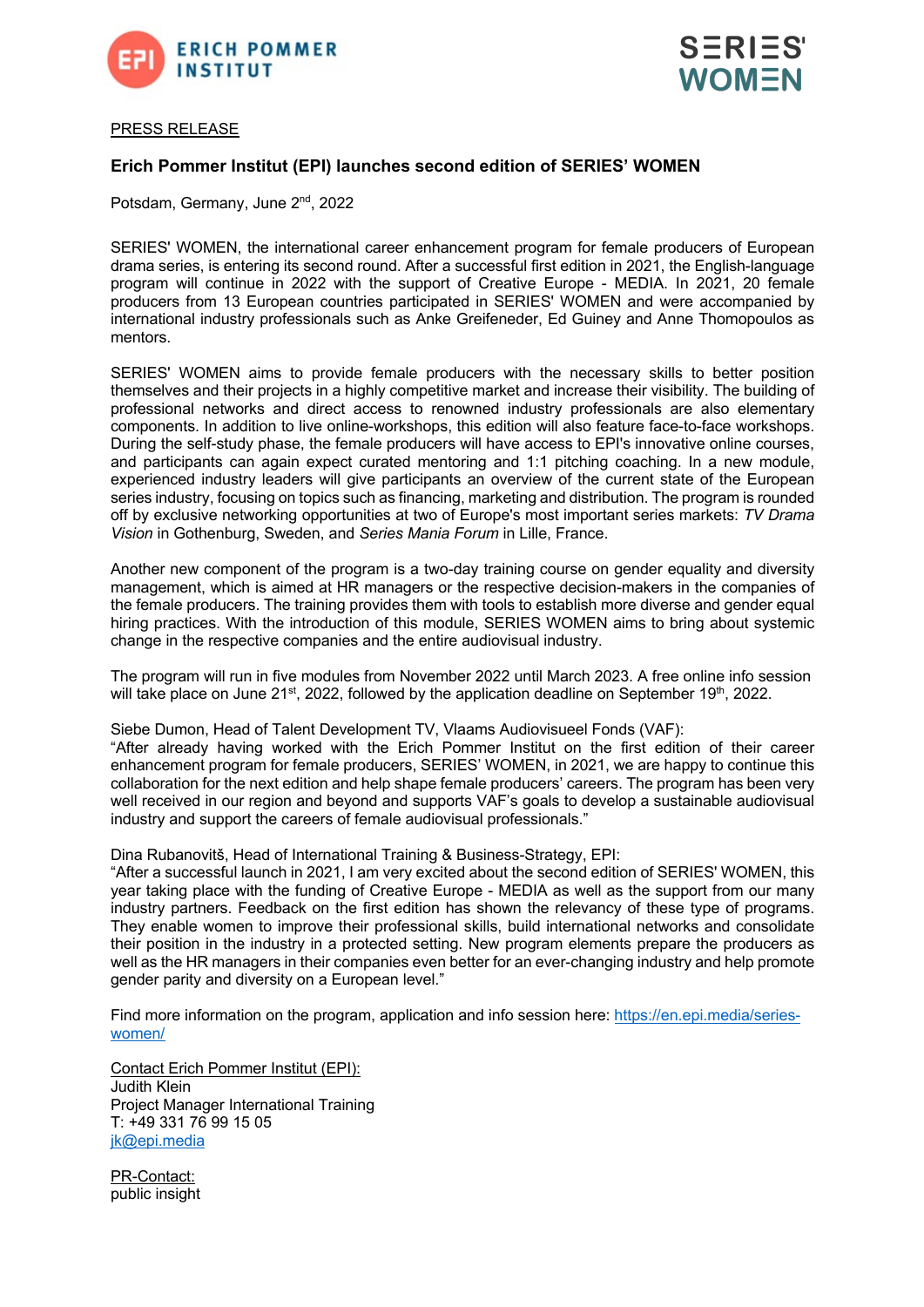PRESS RELEASE

## Erich Pommer Institut (EPI) launches second edition of SERIES' WOMEN

Potsdam, Germany, June 2nd, 2022

SERIES' WOMEN, the international career enhancement program for female producers of European drama series, is entering its second round. After a successful first edition in 2021, the English-language program will continue in 2022 with the support of Creative Europe - MEDIA. In 2021, 20 female producers from 13 European countries participated in SERIES' WOMEN and were accompanied by international industry professionals such as Anke Greifeneder, Ed Guiney and Anne Thomopoulos as mentors.

SERIES' WOMEN aims to provide female producers with the necessary skills to better position themselves and their projects in a highly competitive market and increase their visibility. The building of professional networks and direct access to renowned industry professionals are also elementary components. In addition to live online-workshops, this edition will also feature face-to-face workshops. During the self-study phase, the female producers will have access to EPI's innovative online courses, and participants can again expect curated mentoring and 1:1 pitching coaching. In a new module, experienced industry leaders will give participants an overview of the current state of the European series industry, focusing on topics such as financing, marketing and distribution. The program is rounded off by exclusive networking opportunities at two of Europe's most important series markets: *TV Drama Vision* in Gothenburg, Sweden, and *Series Mania Forum* in Lille, France.

Another new component of the program is a two-day training course on gender equality and diversity management, which is aimed at HR managers or the respective decision-makers in the companies of the female producers. The training provides them with tools to establish more diverse and gender equal hiring practices. With the introduction of this module, SERIES WOMEN aims to bring about systemic change in the respective companies and the entire audiovisual industry.

The program will run in five modules from November 2022 until March 2023. A free online info session will take place on June 21st, 2022, followed by the application deadline on September 19th, 2022.

Siebe Dumon, Head of Talent Development TV, Vlaams Audiovisueel Fonds (VAF):
"After already having worked with the Erich Pommer Institut on the first edition of their career enhancement program for female producers, SERIES' WOMEN, in 2021, we are happy to continue this collaboration for the next edition and help shape female producers' careers. The program has been very well received in our region and beyond and supports VAF's goals to develop a sustainable audiovisual industry and support the careers of female audiovisual professionals."

Dina Rubanovitš, Head of International Training & Business-Strategy, EPI:
"After a successful launch in 2021, I am very excited about the second edition of SERIES' WOMEN, this year taking place with the funding of Creative Europe - MEDIA as well as the support from our many industry partners. Feedback on the first edition has shown the relevancy of these type of programs. They enable women to improve their professional skills, build international networks and consolidate their position in the industry in a protected setting. New program elements prepare the producers as well as the HR managers in their companies even better for an ever-changing industry and help promote gender parity and diversity on a European level."

Find more information on the program, application and info session here: https://en.epi.media/series-women/

Contact Erich Pommer Institut (EPI):
Judith Klein
Project Manager International Training
T: +49 331 76 99 15 05
jk@epi.media

PR-Contact:
public insight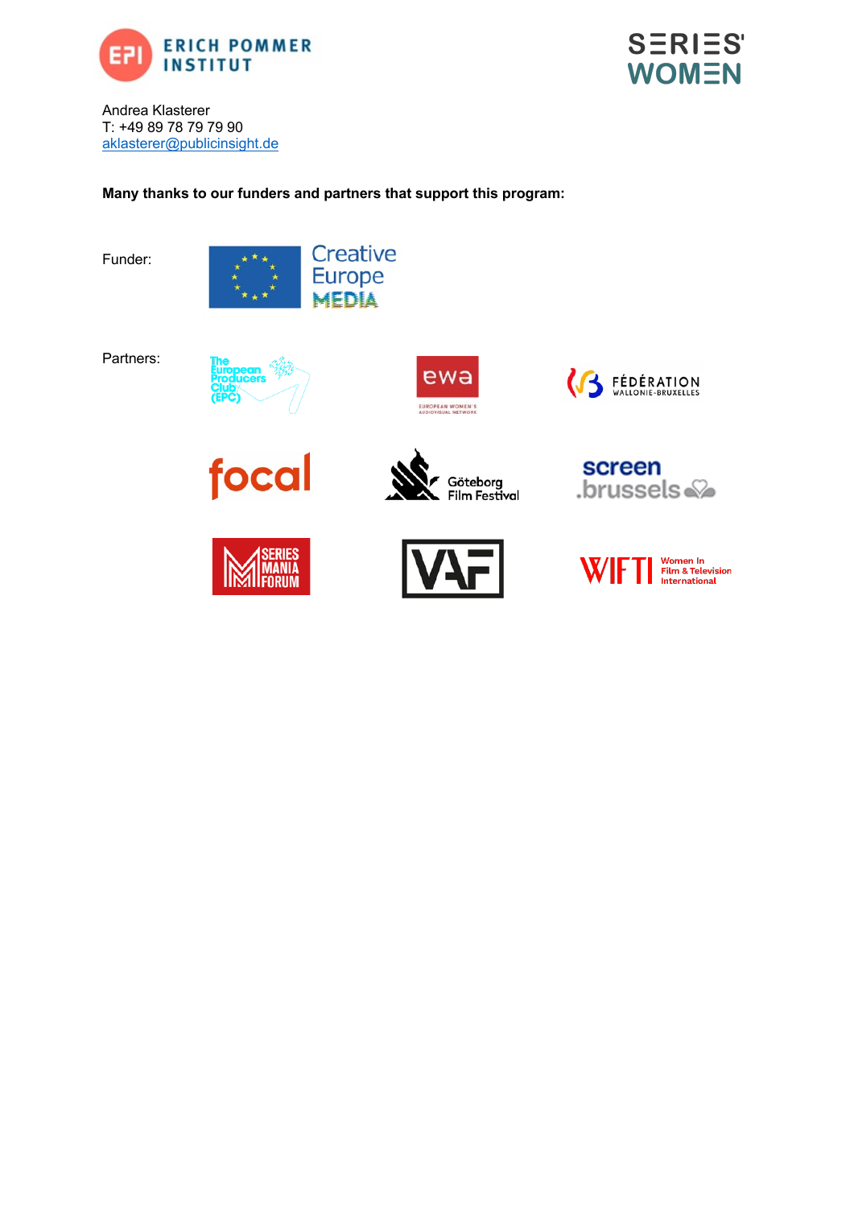Andrea Klasterer
T: +49 89 78 79 79 90
aklasterer@publicinsight.de

**Many thanks to our funders and partners that support this program:**

Funder:

Partners: